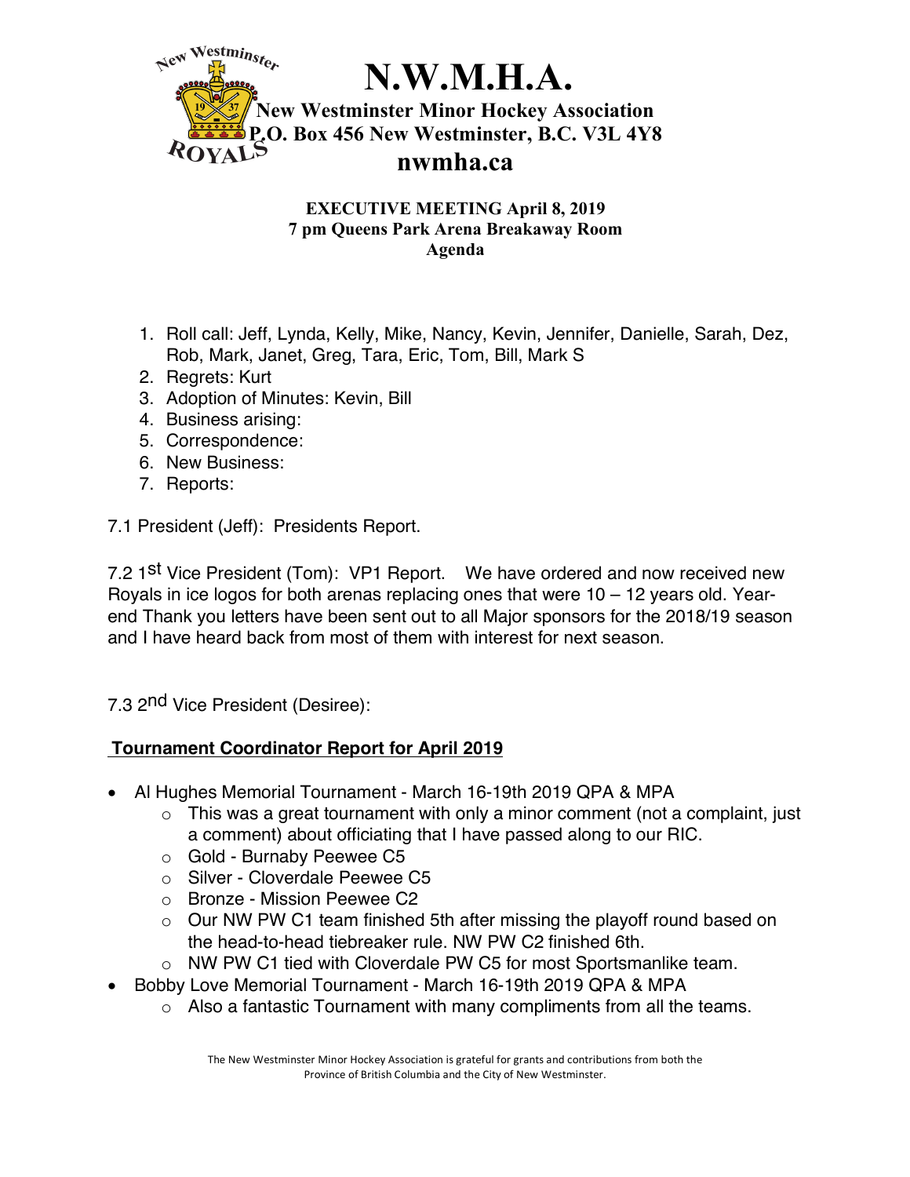# N.W.M.H.A.

**New Westminster Minor Hockey Association**
**P.O. Box 456 New Westminster, B.C. V3L 4Y8**
**nwmha.ca**

**EXECUTIVE MEETING April 8, 2019**
**7 pm Queens Park Arena Breakaway Room**
**Agenda**

1. Roll call: Jeff, Lynda, Kelly, Mike, Nancy, Kevin, Jennifer, Danielle, Sarah, Dez, Rob, Mark, Janet, Greg, Tara, Eric, Tom, Bill, Mark S
2. Regrets: Kurt
3. Adoption of Minutes: Kevin, Bill
4. Business arising:
5. Correspondence:
6. New Business:
7. Reports:

7.1 President (Jeff): Presidents Report.

7.2 1st Vice President (Tom): VP1 Report. We have ordered and now received new Royals in ice logos for both arenas replacing ones that were 10 – 12 years old. Year-end Thank you letters have been sent out to all Major sponsors for the 2018/19 season and I have heard back from most of them with interest for next season.

7.3 2nd Vice President (Desiree):

**Tournament Coordinator Report for April 2019**

- Al Hughes Memorial Tournament - March 16-19th 2019 QPA & MPA
  - This was a great tournament with only a minor comment (not a complaint, just a comment) about officiating that I have passed along to our RIC.
  - Gold - Burnaby Peewee C5
  - Silver - Cloverdale Peewee C5
  - Bronze - Mission Peewee C2
  - Our NW PW C1 team finished 5th after missing the playoff round based on the head-to-head tiebreaker rule. NW PW C2 finished 6th.
  - NW PW C1 tied with Cloverdale PW C5 for most Sportsmanlike team.
- Bobby Love Memorial Tournament - March 16-19th 2019 QPA & MPA
  - Also a fantastic Tournament with many compliments from all the teams.

The New Westminster Minor Hockey Association is grateful for grants and contributions from both the Province of British Columbia and the City of New Westminster.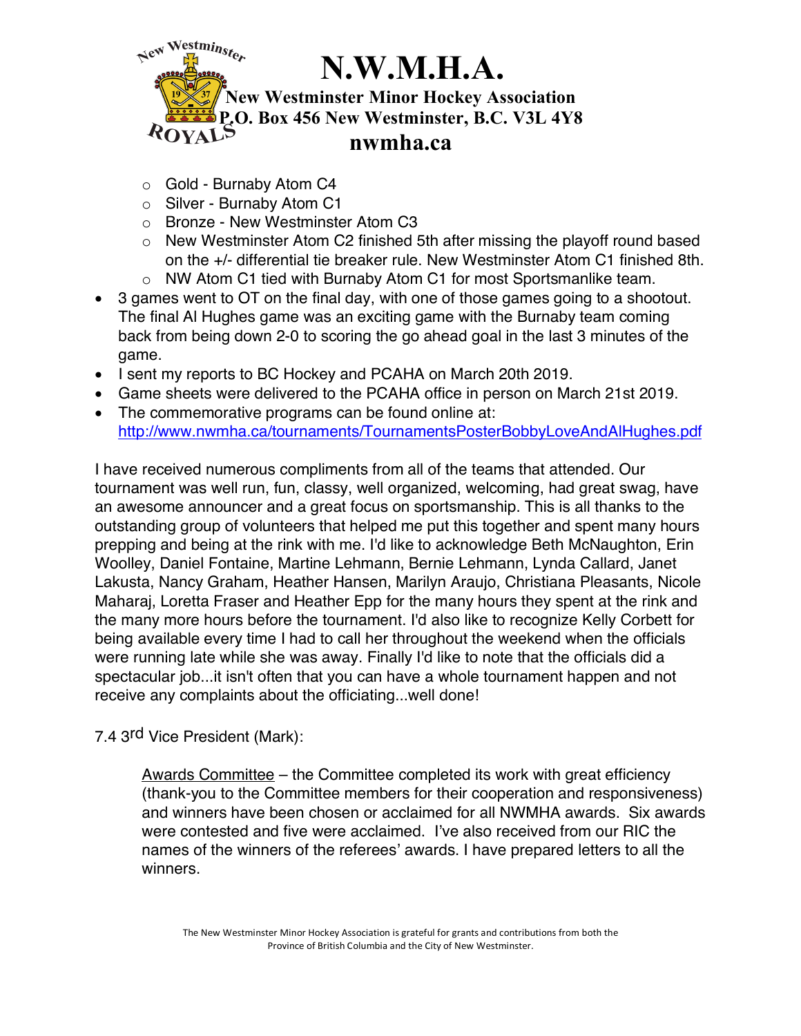- Gold - Burnaby Atom C4
    - Silver - Burnaby Atom C1
    - Bronze - New Westminster Atom C3
    - New Westminster Atom C2 finished 5th after missing the playoff round based on the +/- differential tie breaker rule. New Westminster Atom C1 finished 8th.
    - NW Atom C1 tied with Burnaby Atom C1 for most Sportsmanlike team.
- 3 games went to OT on the final day, with one of those games going to a shootout. The final Al Hughes game was an exciting game with the Burnaby team coming back from being down 2-0 to scoring the go ahead goal in the last 3 minutes of the game.
- I sent my reports to BC Hockey and PCAHA on March 20th 2019.
- Game sheets were delivered to the PCAHA office in person on March 21st 2019.
- The commemorative programs can be found online at: http://www.nwmha.ca/tournaments/TournamentsPosterBobbyLoveAndAlHughes.pdf

I have received numerous compliments from all of the teams that attended. Our tournament was well run, fun, classy, well organized, welcoming, had great swag, have an awesome announcer and a great focus on sportsmanship. This is all thanks to the outstanding group of volunteers that helped me put this together and spent many hours prepping and being at the rink with me. I'd like to acknowledge Beth McNaughton, Erin Woolley, Daniel Fontaine, Martine Lehmann, Bernie Lehmann, Lynda Callard, Janet Lakusta, Nancy Graham, Heather Hansen, Marilyn Araujo, Christiana Pleasants, Nicole Maharaj, Loretta Fraser and Heather Epp for the many hours they spent at the rink and the many more hours before the tournament. I'd also like to recognize Kelly Corbett for being available every time I had to call her throughout the weekend when the officials were running late while she was away. Finally I'd like to note that the officials did a spectacular job...it isn't often that you can have a whole tournament happen and not receive any complaints about the officiating...well done!

7.4 3rd Vice President (Mark):

> Awards Committee – the Committee completed its work with great efficiency (thank-you to the Committee members for their cooperation and responsiveness) and winners have been chosen or acclaimed for all NWMHA awards. Six awards were contested and five were acclaimed. I've also received from our RIC the names of the winners of the referees' awards. I have prepared letters to all the winners.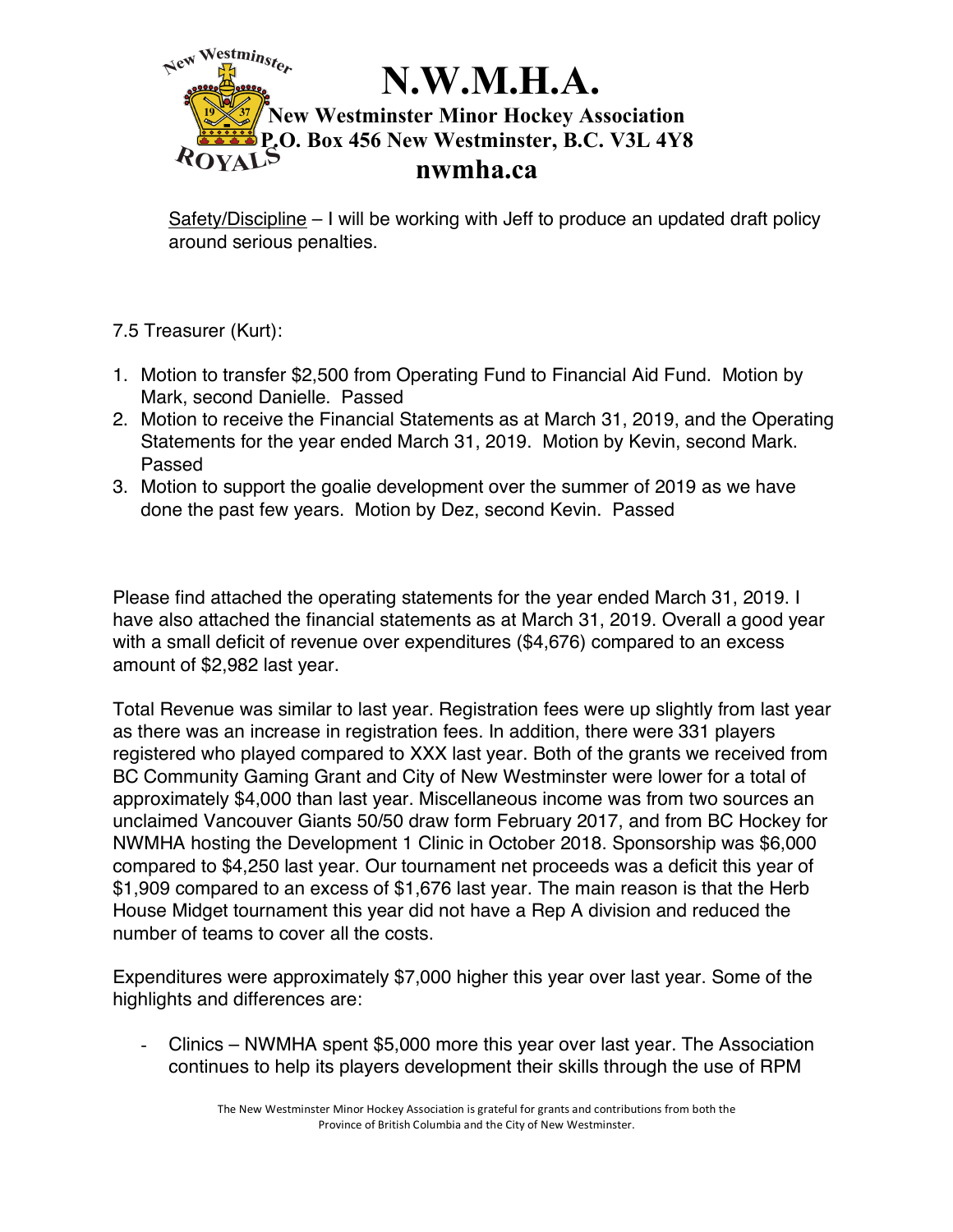Safety/Discipline – I will be working with Jeff to produce an updated draft policy around serious penalties.

7.5 Treasurer (Kurt):

1. Motion to transfer $2,500 from Operating Fund to Financial Aid Fund. Motion by Mark, second Danielle. Passed
2. Motion to receive the Financial Statements as at March 31, 2019, and the Operating Statements for the year ended March 31, 2019. Motion by Kevin, second Mark. Passed
3. Motion to support the goalie development over the summer of 2019 as we have done the past few years. Motion by Dez, second Kevin. Passed

Please find attached the operating statements for the year ended March 31, 2019. I have also attached the financial statements as at March 31, 2019. Overall a good year with a small deficit of revenue over expenditures ($4,676) compared to an excess amount of $2,982 last year.

Total Revenue was similar to last year. Registration fees were up slightly from last year as there was an increase in registration fees. In addition, there were 331 players registered who played compared to XXX last year. Both of the grants we received from BC Community Gaming Grant and City of New Westminster were lower for a total of approximately $4,000 than last year. Miscellaneous income was from two sources an unclaimed Vancouver Giants 50/50 draw form February 2017, and from BC Hockey for NWMHA hosting the Development 1 Clinic in October 2018. Sponsorship was $6,000 compared to $4,250 last year. Our tournament net proceeds was a deficit this year of $1,909 compared to an excess of $1,676 last year. The main reason is that the Herb House Midget tournament this year did not have a Rep A division and reduced the number of teams to cover all the costs.

Expenditures were approximately $7,000 higher this year over last year. Some of the highlights and differences are:

- Clinics – NWMHA spent $5,000 more this year over last year. The Association continues to help its players development their skills through the use of RPM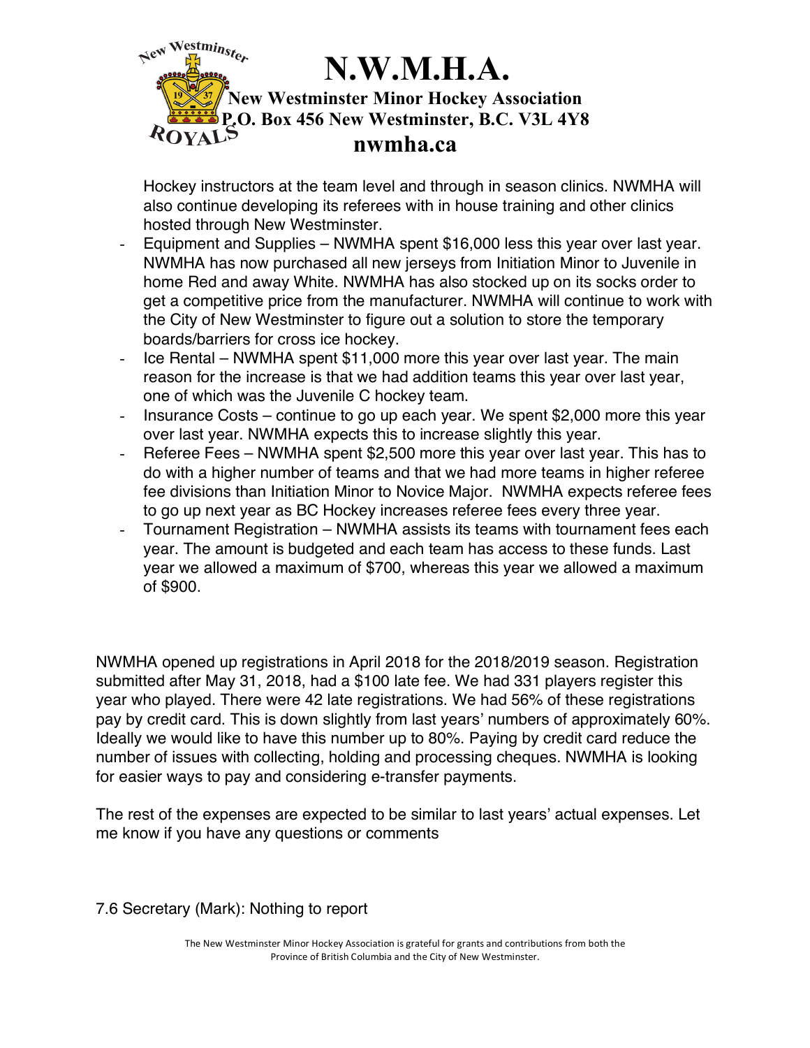Hockey instructors at the team level and through in season clinics. NWMHA will also continue developing its referees with in house training and other clinics hosted through New Westminster.

- Equipment and Supplies – NWMHA spent $16,000 less this year over last year. NWMHA has now purchased all new jerseys from Initiation Minor to Juvenile in home Red and away White. NWMHA has also stocked up on its socks order to get a competitive price from the manufacturer. NWMHA will continue to work with the City of New Westminster to figure out a solution to store the temporary boards/barriers for cross ice hockey.
- Ice Rental – NWMHA spent $11,000 more this year over last year. The main reason for the increase is that we had addition teams this year over last year, one of which was the Juvenile C hockey team.
- Insurance Costs – continue to go up each year. We spent $2,000 more this year over last year. NWMHA expects this to increase slightly this year.
- Referee Fees – NWMHA spent $2,500 more this year over last year. This has to do with a higher number of teams and that we had more teams in higher referee fee divisions than Initiation Minor to Novice Major. NWMHA expects referee fees to go up next year as BC Hockey increases referee fees every three year.
- Tournament Registration – NWMHA assists its teams with tournament fees each year. The amount is budgeted and each team has access to these funds. Last year we allowed a maximum of $700, whereas this year we allowed a maximum of $900.

NWMHA opened up registrations in April 2018 for the 2018/2019 season. Registration submitted after May 31, 2018, had a $100 late fee. We had 331 players register this year who played. There were 42 late registrations. We had 56% of these registrations pay by credit card. This is down slightly from last years' numbers of approximately 60%. Ideally we would like to have this number up to 80%. Paying by credit card reduce the number of issues with collecting, holding and processing cheques. NWMHA is looking for easier ways to pay and considering e-transfer payments.

The rest of the expenses are expected to be similar to last years' actual expenses. Let me know if you have any questions or comments

7.6 Secretary (Mark): Nothing to report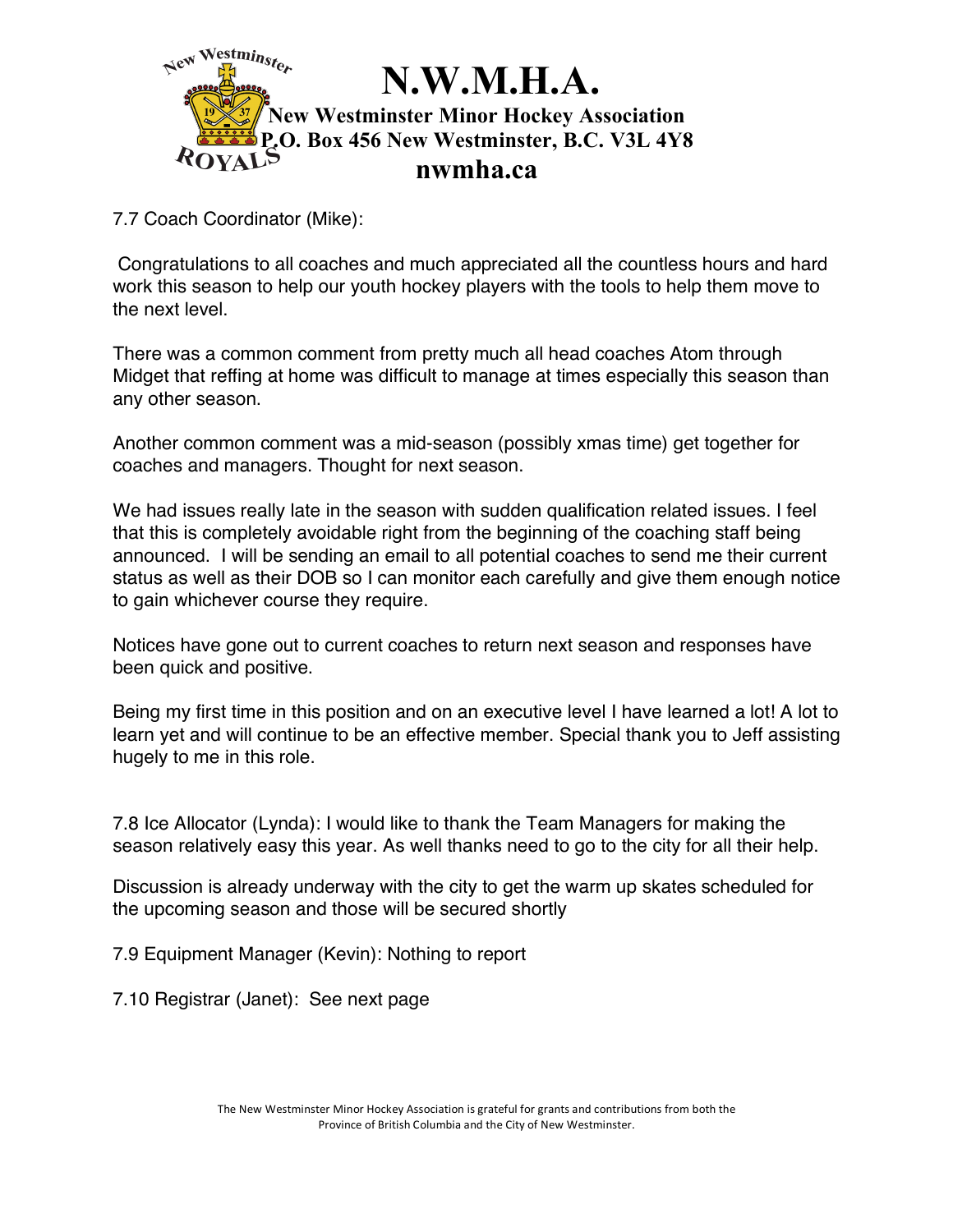7.7 Coach Coordinator (Mike):

Congratulations to all coaches and much appreciated all the countless hours and hard work this season to help our youth hockey players with the tools to help them move to the next level.

There was a common comment from pretty much all head coaches Atom through Midget that reffing at home was difficult to manage at times especially this season than any other season.

Another common comment was a mid-season (possibly xmas time) get together for coaches and managers. Thought for next season.

We had issues really late in the season with sudden qualification related issues. I feel that this is completely avoidable right from the beginning of the coaching staff being announced. I will be sending an email to all potential coaches to send me their current status as well as their DOB so I can monitor each carefully and give them enough notice to gain whichever course they require.

Notices have gone out to current coaches to return next season and responses have been quick and positive.

Being my first time in this position and on an executive level I have learned a lot! A lot to learn yet and will continue to be an effective member. Special thank you to Jeff assisting hugely to me in this role.

7.8 Ice Allocator (Lynda): I would like to thank the Team Managers for making the season relatively easy this year. As well thanks need to go to the city for all their help.

Discussion is already underway with the city to get the warm up skates scheduled for the upcoming season and those will be secured shortly

7.9 Equipment Manager (Kevin): Nothing to report

7.10 Registrar (Janet): See next page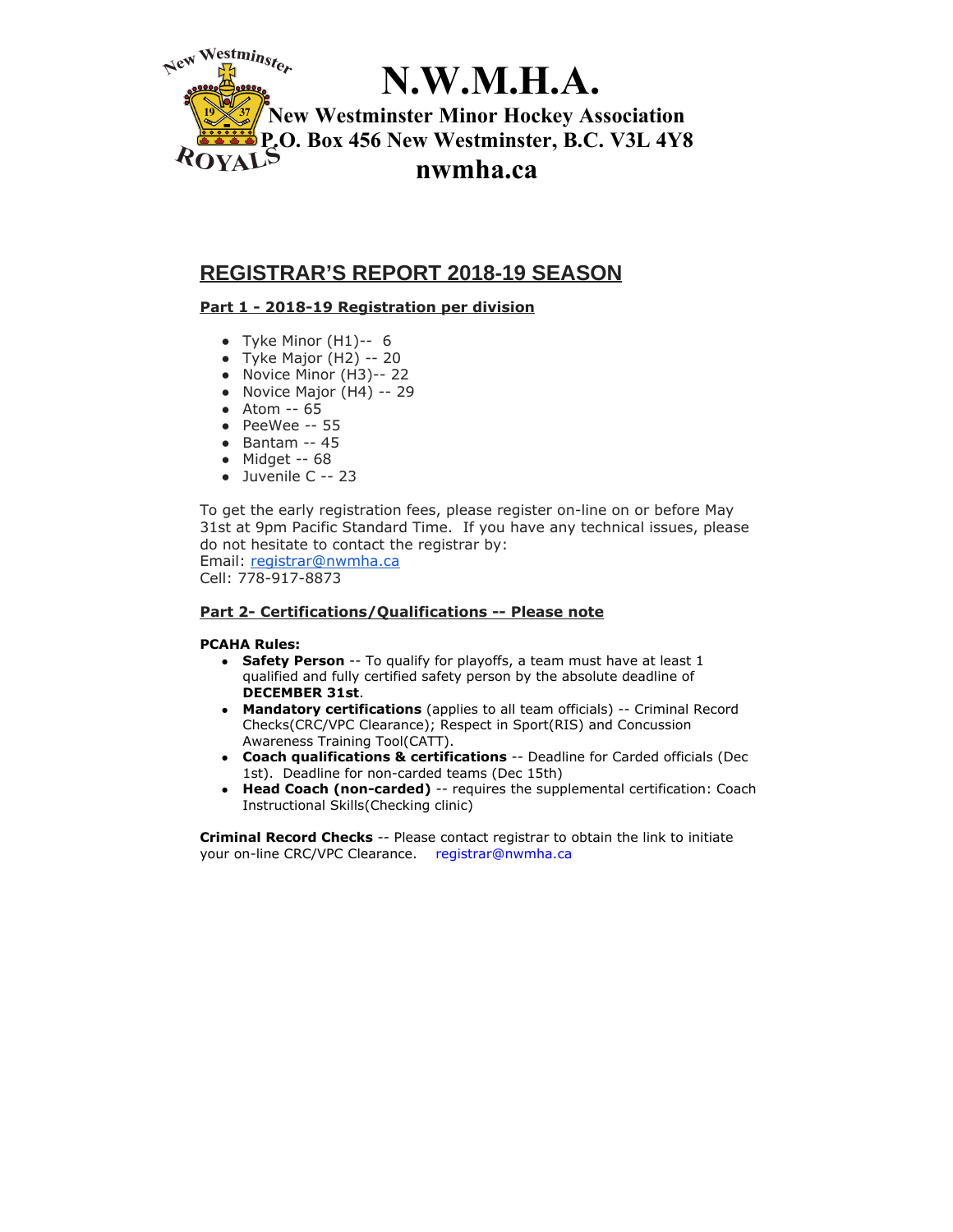# N.W.M.H.A.

**New Westminster Minor Hockey Association**
**P.O. Box 456 New Westminster, B.C. V3L 4Y8**
**nwmha.ca**

## REGISTRAR'S REPORT 2018-19 SEASON

### Part 1 - 2018-19 Registration per division

- Tyke Minor (H1)-- 6
- Tyke Major (H2) -- 20
- Novice Minor (H3)-- 22
- Novice Major (H4) -- 29
- Atom -- 65
- PeeWee -- 55
- Bantam -- 45
- Midget -- 68
- Juvenile C -- 23

To get the early registration fees, please register on-line on or before May 31st at 9pm Pacific Standard Time. If you have any technical issues, please do not hesitate to contact the registrar by:
Email: registrar@nwmha.ca
Cell: 778-917-8873

### Part 2- Certifications/Qualifications -- Please note

**PCAHA Rules:**

- **Safety Person** -- To qualify for playoffs, a team must have at least 1 qualified and fully certified safety person by the absolute deadline of **DECEMBER 31st**.
- **Mandatory certifications** (applies to all team officials) -- Criminal Record Checks(CRC/VPC Clearance); Respect in Sport(RIS) and Concussion Awareness Training Tool(CATT).
- **Coach qualifications & certifications** -- Deadline for Carded officials (Dec 1st). Deadline for non-carded teams (Dec 15th)
- **Head Coach (non-carded)** -- requires the supplemental certification: Coach Instructional Skills(Checking clinic)

**Criminal Record Checks** -- Please contact registrar to obtain the link to initiate your on-line CRC/VPC Clearance. registrar@nwmha.ca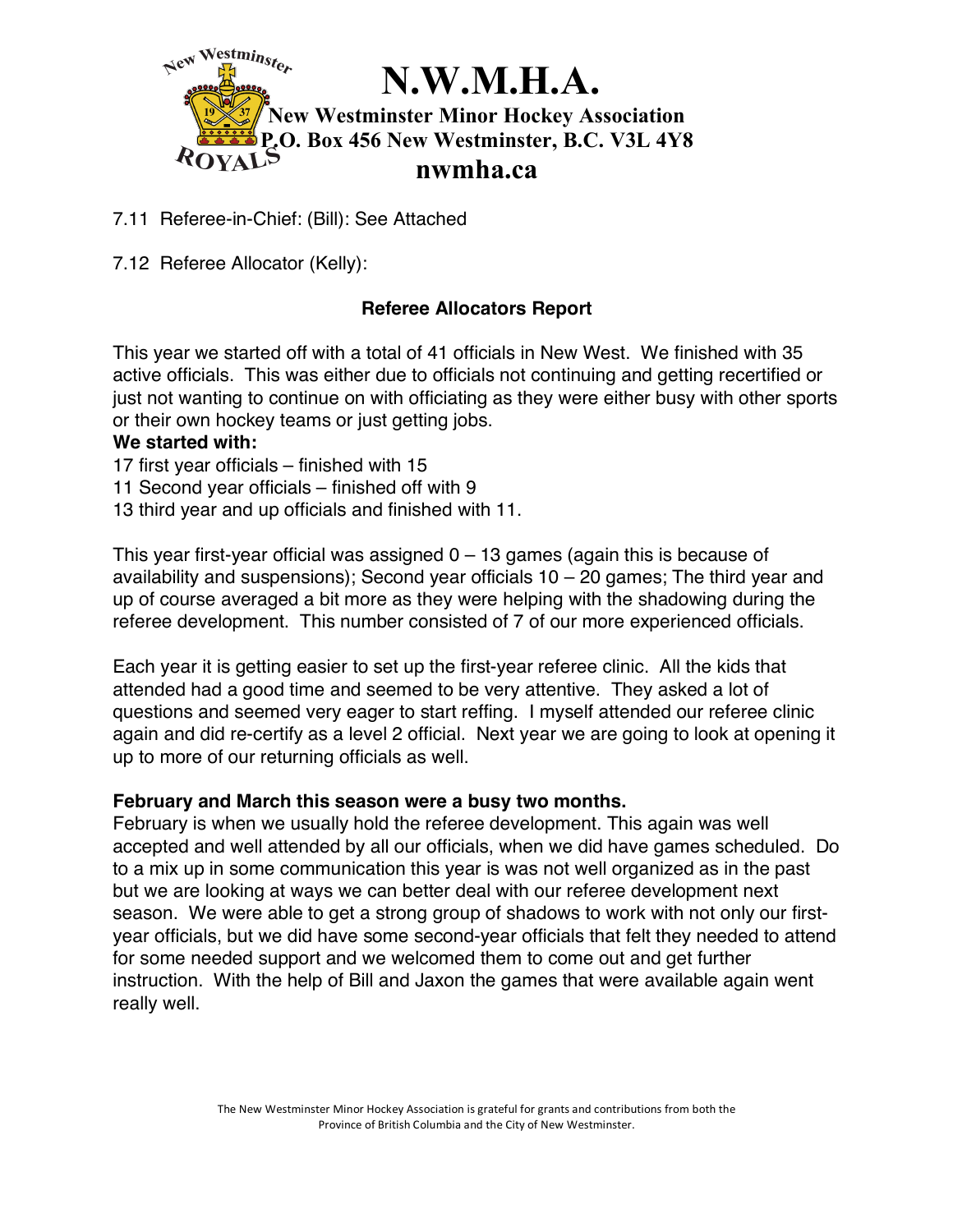# N.W.M.H.A.

**New Westminster Minor Hockey Association**
**P.O. Box 456 New Westminster, B.C. V3L 4Y8**
**nwmha.ca**

7.11 Referee-in-Chief: (Bill): See Attached

7.12 Referee Allocator (Kelly):

### Referee Allocators Report

This year we started off with a total of 41 officials in New West. We finished with 35 active officials. This was either due to officials not continuing and getting recertified or just not wanting to continue on with officiating as they were either busy with other sports or their own hockey teams or just getting jobs.

**We started with:**

17 first year officials – finished with 15
11 Second year officials – finished off with 9
13 third year and up officials and finished with 11.

This year first-year official was assigned 0 – 13 games (again this is because of availability and suspensions); Second year officials 10 – 20 games; The third year and up of course averaged a bit more as they were helping with the shadowing during the referee development. This number consisted of 7 of our more experienced officials.

Each year it is getting easier to set up the first-year referee clinic. All the kids that attended had a good time and seemed to be very attentive. They asked a lot of questions and seemed very eager to start reffing. I myself attended our referee clinic again and did re-certify as a level 2 official. Next year we are going to look at opening it up to more of our returning officials as well.

**February and March this season were a busy two months.**

February is when we usually hold the referee development. This again was well accepted and well attended by all our officials, when we did have games scheduled. Do to a mix up in some communication this year is was not well organized as in the past but we are looking at ways we can better deal with our referee development next season. We were able to get a strong group of shadows to work with not only our first-year officials, but we did have some second-year officials that felt they needed to attend for some needed support and we welcomed them to come out and get further instruction. With the help of Bill and Jaxon the games that were available again went really well.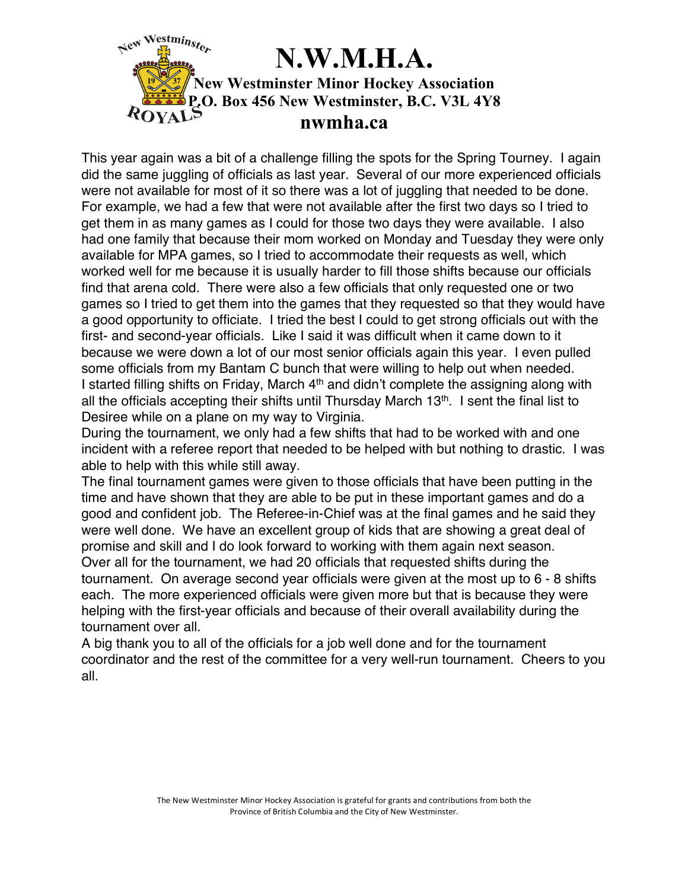# N.W.M.H.A.

**New Westminster Minor Hockey Association**
**P.O. Box 456 New Westminster, B.C. V3L 4Y8**
**nwmha.ca**

This year again was a bit of a challenge filling the spots for the Spring Tourney. I again did the same juggling of officials as last year. Several of our more experienced officials were not available for most of it so there was a lot of juggling that needed to be done. For example, we had a few that were not available after the first two days so I tried to get them in as many games as I could for those two days they were available. I also had one family that because their mom worked on Monday and Tuesday they were only available for MPA games, so I tried to accommodate their requests as well, which worked well for me because it is usually harder to fill those shifts because our officials find that arena cold. There were also a few officials that only requested one or two games so I tried to get them into the games that they requested so that they would have a good opportunity to officiate. I tried the best I could to get strong officials out with the first- and second-year officials. Like I said it was difficult when it came down to it because we were down a lot of our most senior officials again this year. I even pulled some officials from my Bantam C bunch that were willing to help out when needed. I started filling shifts on Friday, March 4th and didn't complete the assigning along with all the officials accepting their shifts until Thursday March 13th. I sent the final list to Desiree while on a plane on my way to Virginia.

During the tournament, we only had a few shifts that had to be worked with and one incident with a referee report that needed to be helped with but nothing to drastic. I was able to help with this while still away.

The final tournament games were given to those officials that have been putting in the time and have shown that they are able to be put in these important games and do a good and confident job. The Referee-in-Chief was at the final games and he said they were well done. We have an excellent group of kids that are showing a great deal of promise and skill and I do look forward to working with them again next season.

Over all for the tournament, we had 20 officials that requested shifts during the tournament. On average second year officials were given at the most up to 6 - 8 shifts each. The more experienced officials were given more but that is because they were helping with the first-year officials and because of their overall availability during the tournament over all.

A big thank you to all of the officials for a job well done and for the tournament coordinator and the rest of the committee for a very well-run tournament. Cheers to you all.

The New Westminster Minor Hockey Association is grateful for grants and contributions from both the Province of British Columbia and the City of New Westminster.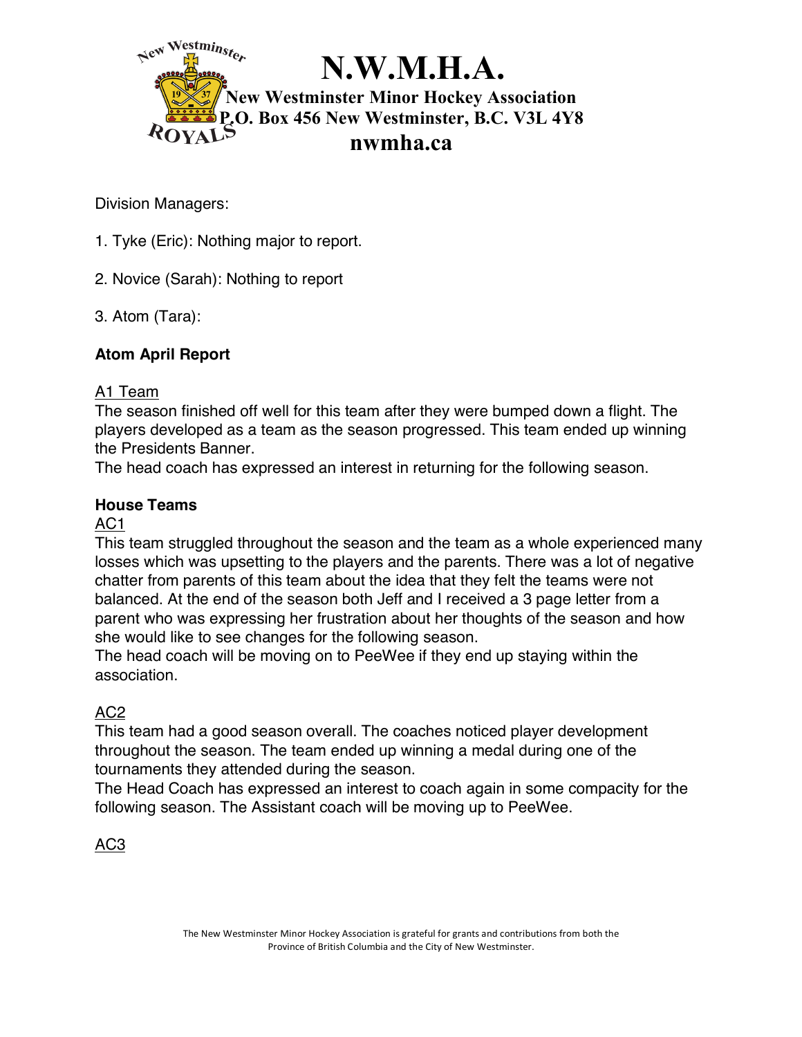Division Managers:

1. Tyke (Eric): Nothing major to report.

2. Novice (Sarah): Nothing to report

3. Atom (Tara):

**Atom April Report**

A1 Team

The season finished off well for this team after they were bumped down a flight. The players developed as a team as the season progressed. This team ended up winning the Presidents Banner.

The head coach has expressed an interest in returning for the following season.

**House Teams**

AC1

This team struggled throughout the season and the team as a whole experienced many losses which was upsetting to the players and the parents. There was a lot of negative chatter from parents of this team about the idea that they felt the teams were not balanced. At the end of the season both Jeff and I received a 3 page letter from a parent who was expressing her frustration about her thoughts of the season and how she would like to see changes for the following season.

The head coach will be moving on to PeeWee if they end up staying within the association.

AC2

This team had a good season overall. The coaches noticed player development throughout the season. The team ended up winning a medal during one of the tournaments they attended during the season.

The Head Coach has expressed an interest to coach again in some compacity for the following season. The Assistant coach will be moving up to PeeWee.

AC3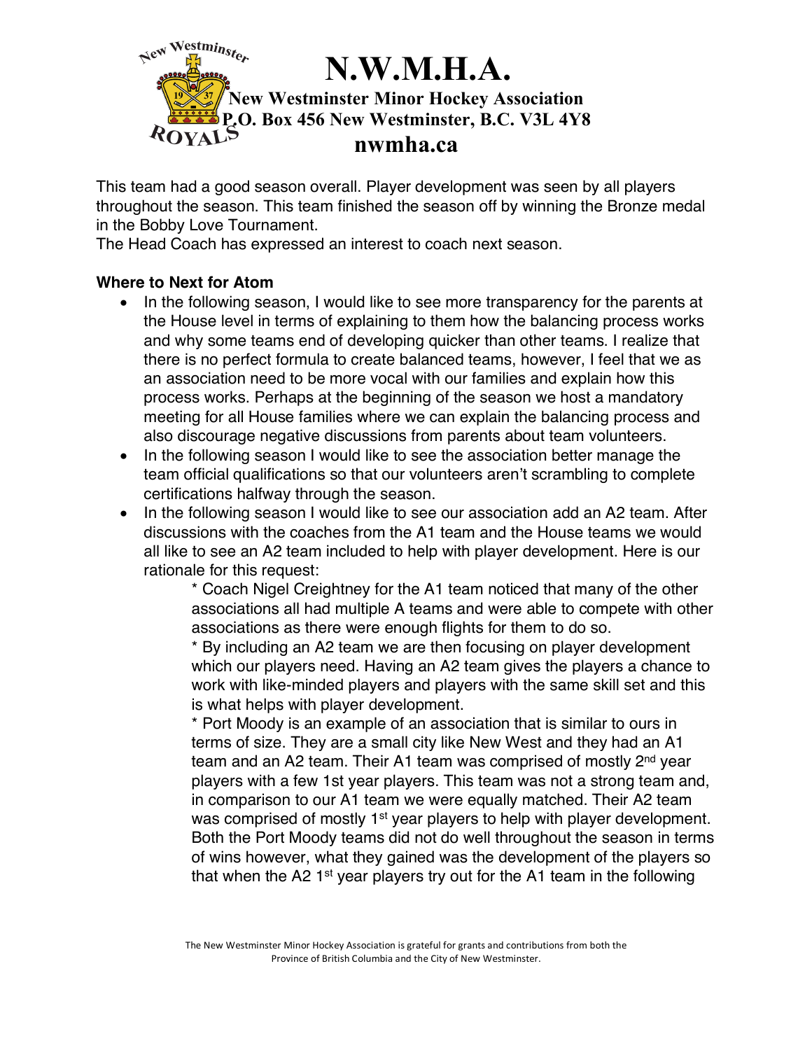This team had a good season overall. Player development was seen by all players throughout the season. This team finished the season off by winning the Bronze medal in the Bobby Love Tournament.
The Head Coach has expressed an interest to coach next season.

**Where to Next for Atom**

- In the following season, I would like to see more transparency for the parents at the House level in terms of explaining to them how the balancing process works and why some teams end of developing quicker than other teams. I realize that there is no perfect formula to create balanced teams, however, I feel that we as an association need to be more vocal with our families and explain how this process works. Perhaps at the beginning of the season we host a mandatory meeting for all House families where we can explain the balancing process and also discourage negative discussions from parents about team volunteers.
- In the following season I would like to see the association better manage the team official qualifications so that our volunteers aren't scrambling to complete certifications halfway through the season.
- In the following season I would like to see our association add an A2 team. After discussions with the coaches from the A1 team and the House teams we would all like to see an A2 team included to help with player development. Here is our rationale for this request:

  * Coach Nigel Creightney for the A1 team noticed that many of the other associations all had multiple A teams and were able to compete with other associations as there were enough flights for them to do so.

  * By including an A2 team we are then focusing on player development which our players need. Having an A2 team gives the players a chance to work with like-minded players and players with the same skill set and this is what helps with player development.

  * Port Moody is an example of an association that is similar to ours in terms of size. They are a small city like New West and they had an A1 team and an A2 team. Their A1 team was comprised of mostly 2nd year players with a few 1st year players. This team was not a strong team and, in comparison to our A1 team we were equally matched. Their A2 team was comprised of mostly 1st year players to help with player development. Both the Port Moody teams did not do well throughout the season in terms of wins however, what they gained was the development of the players so that when the A2 1st year players try out for the A1 team in the following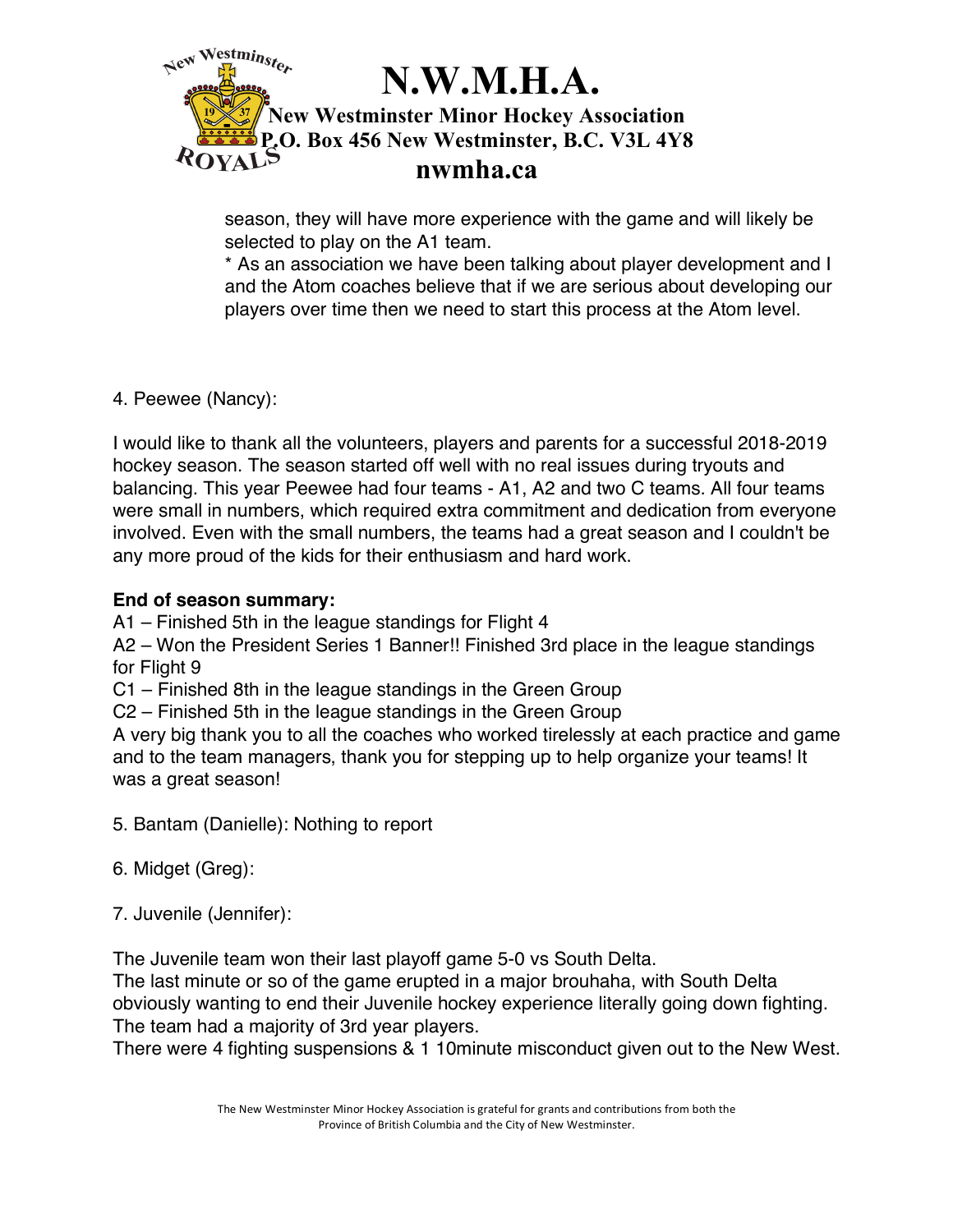season, they will have more experience with the game and will likely be selected to play on the A1 team.

* As an association we have been talking about player development and I and the Atom coaches believe that if we are serious about developing our players over time then we need to start this process at the Atom level.

4. Peewee (Nancy):

I would like to thank all the volunteers, players and parents for a successful 2018-2019 hockey season. The season started off well with no real issues during tryouts and balancing. This year Peewee had four teams - A1, A2 and two C teams. All four teams were small in numbers, which required extra commitment and dedication from everyone involved. Even with the small numbers, the teams had a great season and I couldn't be any more proud of the kids for their enthusiasm and hard work.

**End of season summary:**

A1 – Finished 5th in the league standings for Flight 4

A2 – Won the President Series 1 Banner!! Finished 3rd place in the league standings for Flight 9

C1 – Finished 8th in the league standings in the Green Group

C2 – Finished 5th in the league standings in the Green Group

A very big thank you to all the coaches who worked tirelessly at each practice and game and to the team managers, thank you for stepping up to help organize your teams! It was a great season!

5. Bantam (Danielle): Nothing to report

6. Midget (Greg):

7. Juvenile (Jennifer):

The Juvenile team won their last playoff game 5-0 vs South Delta.

The last minute or so of the game erupted in a major brouhaha, with South Delta obviously wanting to end their Juvenile hockey experience literally going down fighting. The team had a majority of 3rd year players.

There were 4 fighting suspensions & 1 10minute misconduct given out to the New West.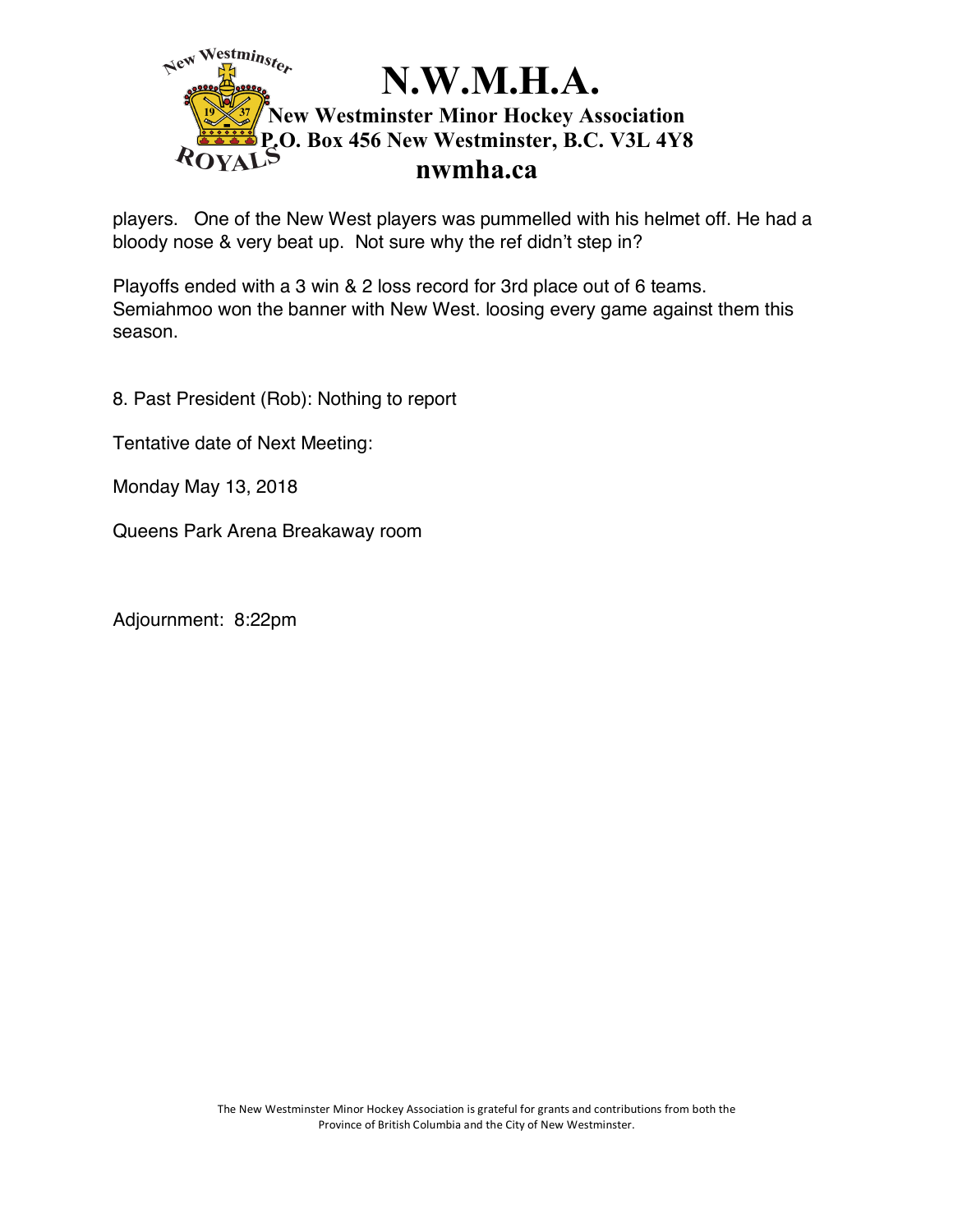players. One of the New West players was pummelled with his helmet off. He had a bloody nose & very beat up. Not sure why the ref didn't step in?

Playoffs ended with a 3 win & 2 loss record for 3rd place out of 6 teams. Semiahmoo won the banner with New West. loosing every game against them this season.

8. Past President (Rob): Nothing to report

Tentative date of Next Meeting:

Monday May 13, 2018

Queens Park Arena Breakaway room

Adjournment: 8:22pm

The New Westminster Minor Hockey Association is grateful for grants and contributions from both the Province of British Columbia and the City of New Westminster.